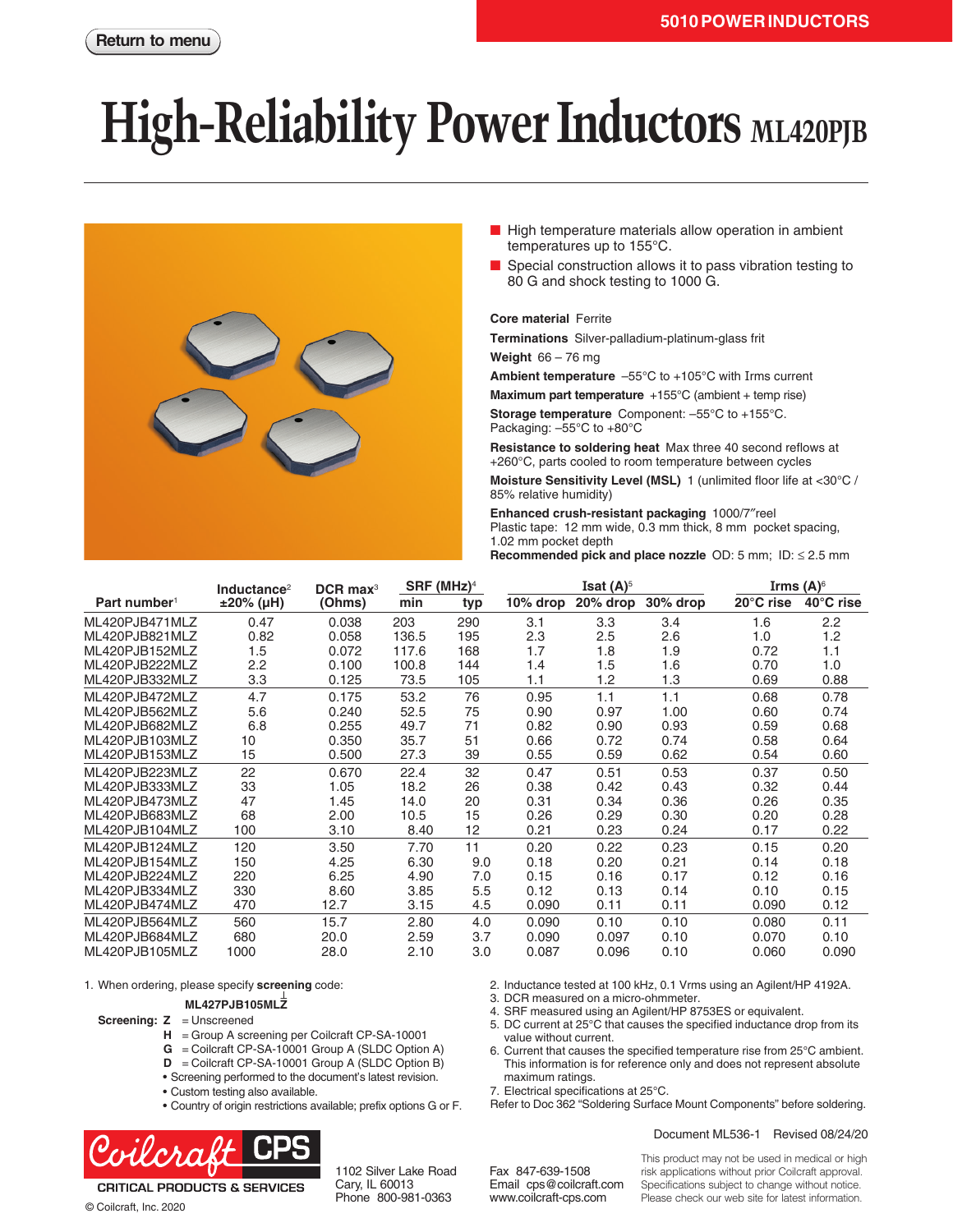# High-Reliability Power Inductors ML420PJB

- High temperature materials allow operation in ambient temperatures up to 155°C.
- Special construction allows it to pass vibration testing to 80 G and shock testing to 1000 G.

**Core material** Ferrite

**Terminations** Silver-palladium-platinum-glass frit

**Weight** 66 – 76 mg

**Ambient temperature** –55°C to +105°C with Irms current

**Maximum part temperature** +155°C (ambient + temp rise)

**Storage temperature** Component: –55°C to +155°C. Packaging: –55°C to +80°C

**Resistance to soldering heat** Max three 40 second reflows at +260°C, parts cooled to room temperature between cycles

**Moisture Sensitivity Level (MSL)** 1 (unlimited floor life at <30°C / 85% relative humidity)

**Enhanced crush-resistant packaging** 1000/7″reel
Plastic tape: 12 mm wide, 0.3 mm thick, 8 mm pocket spacing, 1.02 mm pocket depth

**Recommended pick and place nozzle** OD: 5 mm; ID: ≤ 2.5 mm

| Part number[1] | Inductance[2] ±20% (µH) | DCR max[3] (Ohms) | SRF (MHz)[4] min | SRF (MHz)[4] typ | Isat (A)[5] 10% drop | Isat (A)[5] 20% drop | Isat (A)[5] 30% drop | Irms (A)[6] 20°C rise | Irms (A)[6] 40°C rise |
|---|---|---|---|---|---|---|---|---|---|
| ML420PJB471MLZ | 0.47 | 0.038 | 203 | 290 | 3.1 | 3.3 | 3.4 | 1.6 | 2.2 |
| ML420PJB821MLZ | 0.82 | 0.058 | 136.5 | 195 | 2.3 | 2.5 | 2.6 | 1.0 | 1.2 |
| ML420PJB152MLZ | 1.5 | 0.072 | 117.6 | 168 | 1.7 | 1.8 | 1.9 | 0.72 | 1.1 |
| ML420PJB222MLZ | 2.2 | 0.100 | 100.8 | 144 | 1.4 | 1.5 | 1.6 | 0.70 | 1.0 |
| ML420PJB332MLZ | 3.3 | 0.125 | 73.5 | 105 | 1.1 | 1.2 | 1.3 | 0.69 | 0.88 |
| ML420PJB472MLZ | 4.7 | 0.175 | 53.2 | 76 | 0.95 | 1.1 | 1.1 | 0.68 | 0.78 |
| ML420PJB562MLZ | 5.6 | 0.240 | 52.5 | 75 | 0.90 | 0.97 | 1.00 | 0.60 | 0.74 |
| ML420PJB682MLZ | 6.8 | 0.255 | 49.7 | 71 | 0.82 | 0.90 | 0.93 | 0.59 | 0.68 |
| ML420PJB103MLZ | 10 | 0.350 | 35.7 | 51 | 0.66 | 0.72 | 0.74 | 0.58 | 0.64 |
| ML420PJB153MLZ | 15 | 0.500 | 27.3 | 39 | 0.55 | 0.59 | 0.62 | 0.54 | 0.60 |
| ML420PJB223MLZ | 22 | 0.670 | 22.4 | 32 | 0.47 | 0.51 | 0.53 | 0.37 | 0.50 |
| ML420PJB333MLZ | 33 | 1.05 | 18.2 | 26 | 0.38 | 0.42 | 0.43 | 0.32 | 0.44 |
| ML420PJB473MLZ | 47 | 1.45 | 14.0 | 20 | 0.31 | 0.34 | 0.36 | 0.26 | 0.35 |
| ML420PJB683MLZ | 68 | 2.00 | 10.5 | 15 | 0.26 | 0.29 | 0.30 | 0.20 | 0.28 |
| ML420PJB104MLZ | 100 | 3.10 | 8.40 | 12 | 0.21 | 0.23 | 0.24 | 0.17 | 0.22 |
| ML420PJB124MLZ | 120 | 3.50 | 7.70 | 11 | 0.20 | 0.22 | 0.23 | 0.15 | 0.20 |
| ML420PJB154MLZ | 150 | 4.25 | 6.30 | 9.0 | 0.18 | 0.20 | 0.21 | 0.14 | 0.18 |
| ML420PJB224MLZ | 220 | 6.25 | 4.90 | 7.0 | 0.15 | 0.16 | 0.17 | 0.12 | 0.16 |
| ML420PJB334MLZ | 330 | 8.60 | 3.85 | 5.5 | 0.12 | 0.13 | 0.14 | 0.10 | 0.15 |
| ML420PJB474MLZ | 470 | 12.7 | 3.15 | 4.5 | 0.090 | 0.11 | 0.11 | 0.090 | 0.12 |
| ML420PJB564MLZ | 560 | 15.7 | 2.80 | 4.0 | 0.090 | 0.10 | 0.10 | 0.080 | 0.11 |
| ML420PJB684MLZ | 680 | 20.0 | 2.59 | 3.7 | 0.090 | 0.097 | 0.10 | 0.070 | 0.10 |
| ML420PJB105MLZ | 1000 | 28.0 | 2.10 | 3.0 | 0.087 | 0.096 | 0.10 | 0.060 | 0.090 |

1. When ordering, please specify **screening** code:

   **ML427PJB105MLZ**

   **Screening: Z** = Unscreened
   **H** = Group A screening per Coilcraft CP-SA-10001
   **G** = Coilcraft CP-SA-10001 Group A (SLDC Option A)
   **D** = Coilcraft CP-SA-10001 Group A (SLDC Option B)
   - Screening performed to the document's latest revision.
   - Custom testing also available.
   - Country of origin restrictions available; prefix options G or F.
2. Inductance tested at 100 kHz, 0.1 Vrms using an Agilent/HP 4192A.
3. DCR measured on a micro-ohmmeter.
4. SRF measured using an Agilent/HP 8753ES or equivalent.
5. DC current at 25°C that causes the specified inductance drop from its value without current.
6. Current that causes the specified temperature rise from 25°C ambient. This information is for reference only and does not represent absolute maximum ratings.
7. Electrical specifications at 25°C.

Refer to Doc 362 "Soldering Surface Mount Components" before soldering.

Document ML536-1 Revised 08/24/20

Coilcraft CPS — CRITICAL PRODUCTS & SERVICES
1102 Silver Lake Road, Cary, IL 60013, Phone 800-981-0363
Fax 847-639-1508, Email cps@coilcraft.com, www.coilcraft-cps.com

This product may not be used in medical or high risk applications without prior Coilcraft approval. Specifications subject to change without notice. Please check our web site for latest information.

© Coilcraft, Inc. 2020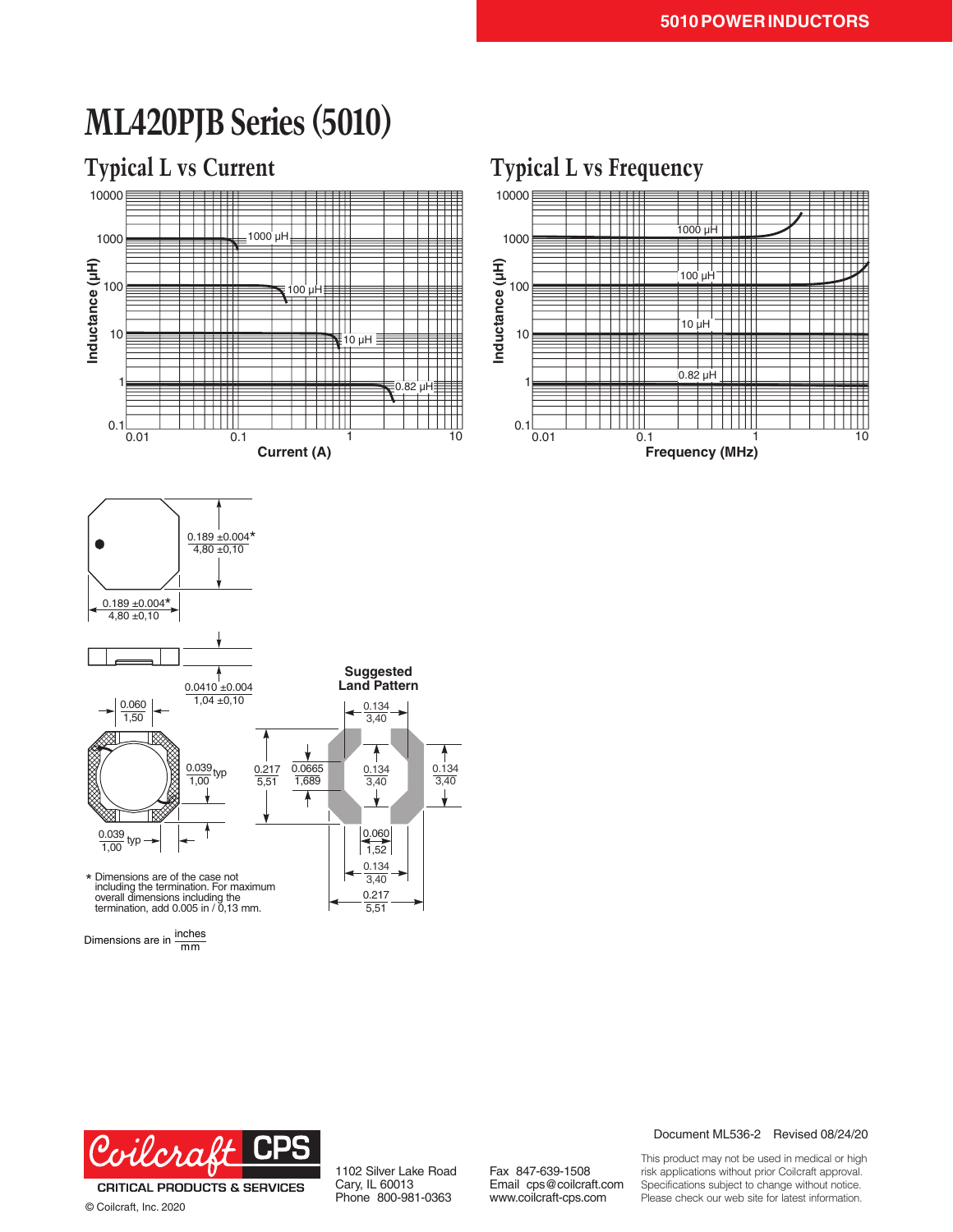# ML420PJB Series (5010)

## Typical L vs Current

10000

1000

100

10

1

0.1

Inductance (µH)

0.01 0.1 1 10

Current (A)

1000 µH

100 µH

10 µH

0.82 µH

## Typical L vs Frequency

10000

1000

100

10

1

0.1

Inductance (µH)

0.01 0.1 1 10

Frequency (MHz)

1000 µH

100 µH

10 µH

0.82 µH

0.189 ±0.004* / 4,80 ±0,10

0.189 ±0.004* / 4,80 ±0,10

0.0410 ±0.004 / 1,04 ±0,10

0.060 / 1,50

0.039 / 1,00 typ

0.039 / 1,00 typ

**Suggested Land Pattern**

0.134 / 3,40

0.217 / 5,51

0.0665 / 1,689

0.134 / 3,40

0.134 / 3,40

0.060 / 1,52

0.134 / 3,40

0.217 / 5,51

\* Dimensions are of the case not including the termination. For maximum overall dimensions including the termination, add 0.005 in / 0,13 mm.

Dimensions are in inches / mm

Document ML536-2 Revised 08/24/20

Coilcraft CPS
CRITICAL PRODUCTS & SERVICES

© Coilcraft, Inc. 2020

1102 Silver Lake Road
Cary, IL 60013
Phone 800-981-0363

Fax 847-639-1508
Email cps@coilcraft.com
www.coilcraft-cps.com

This product may not be used in medical or high risk applications without prior Coilcraft approval. Specifications subject to change without notice. Please check our web site for latest information.